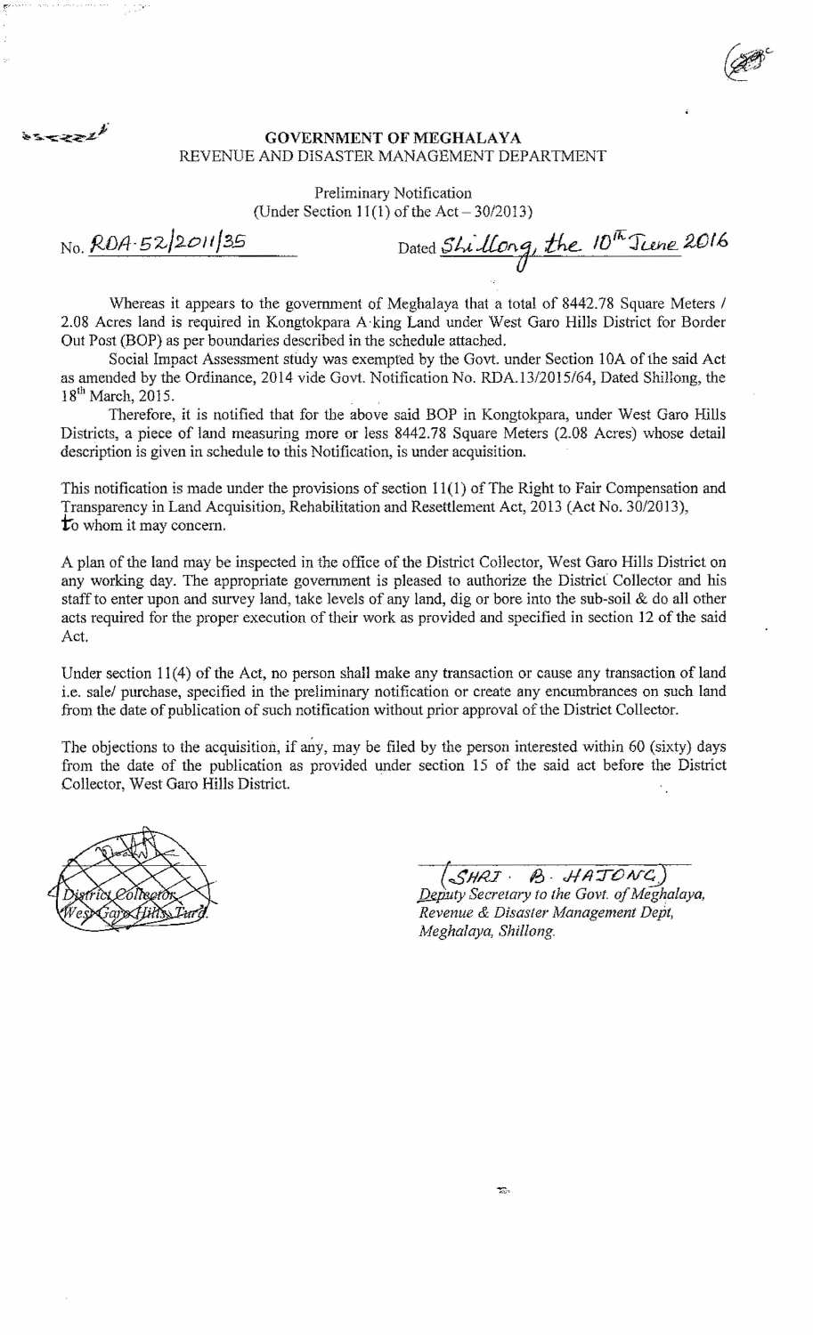**GOVERNMENT OF MEGHALAYA**
REVENUE AND DISASTER MANAGEMENT DEPARTMENT

Preliminary Notification
(Under Section 11(1) of the Act – 30/2013)

No. RDA.52/2011/35 Dated Shillong, the 10th June 2016

Whereas it appears to the government of Meghalaya that a total of 8442.78 Square Meters / 2.08 Acres land is required in Kongtokpara A·king Land under West Garo Hills District for Border Out Post (BOP) as per boundaries described in the schedule attached.

Social Impact Assessment study was exempted by the Govt. under Section 10A of the said Act as amended by the Ordinance, 2014 vide Govt. Notification No. RDA.13/2015/64, Dated Shillong, the 18th March, 2015.

Therefore, it is notified that for the above said BOP in Kongtokpara, under West Garo Hills Districts, a piece of land measuring more or less 8442.78 Square Meters (2.08 Acres) whose detail description is given in schedule to this Notification, is under acquisition.

This notification is made under the provisions of section 11(1) of The Right to Fair Compensation and Transparency in Land Acquisition, Rehabilitation and Resettlement Act, 2013 (Act No. 30/2013), to whom it may concern.

A plan of the land may be inspected in the office of the District Collector, West Garo Hills District on any working day. The appropriate government is pleased to authorize the District Collector and his staff to enter upon and survey land, take levels of any land, dig or bore into the sub-soil & do all other acts required for the proper execution of their work as provided and specified in section 12 of the said Act.

Under section 11(4) of the Act, no person shall make any transaction or cause any transaction of land i.e. sale/ purchase, specified in the preliminary notification or create any encumbrances on such land from the date of publication of such notification without prior approval of the District Collector.

The objections to the acquisition, if any, may be filed by the person interested within 60 (sixty) days from the date of the publication as provided under section 15 of the said act before the District Collector, West Garo Hills District.

District Collector,
West Garo Hills, Tura.

(SHRI. B. HAJONG)
*Deputy Secretary to the Govt. of Meghalaya,*
*Revenue & Disaster Management Dept,*
*Meghalaya, Shillong.*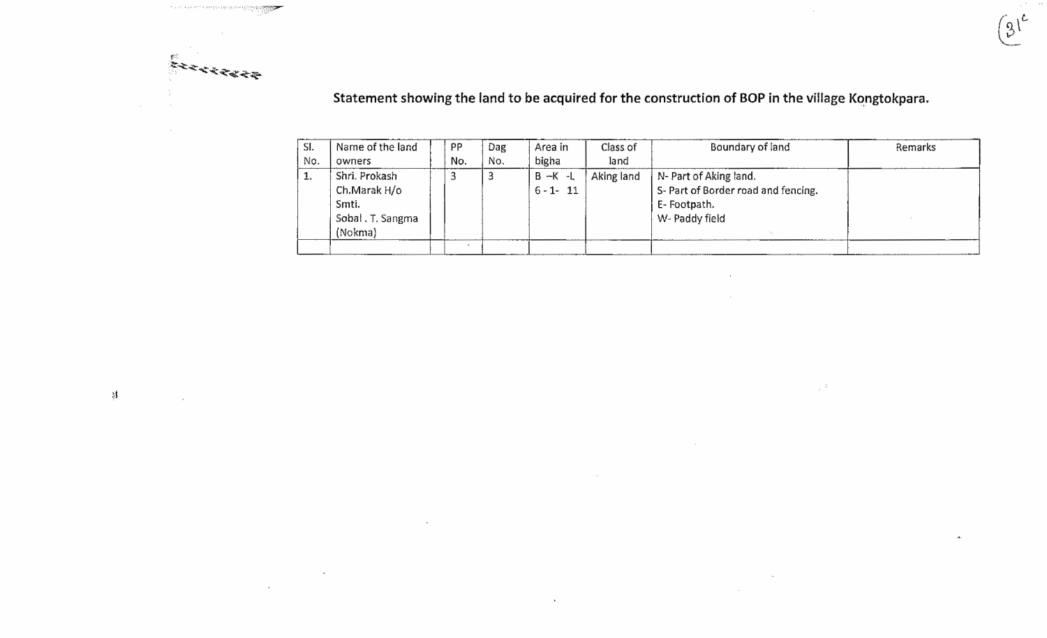**Statement showing the land to be acquired for the construction of BOP in the village Kongtokpara.**

| Sl. No. | Name of the land owners | PP No. | Dag No. | Area in bigha | Class of land | Boundary of land | Remarks |
|---|---|---|---|---|---|---|---|
| 1. | Shri. Prokash Ch.Marak H/o Smti. Sobal . T. Sangma (Nokma) | 3 | 3 | B –K -L 6 - 1- 11 | Aking land | N- Part of Aking land. S- Part of Border road and fencing. E- Footpath. W- Paddy field | |
| | | | | | | | |